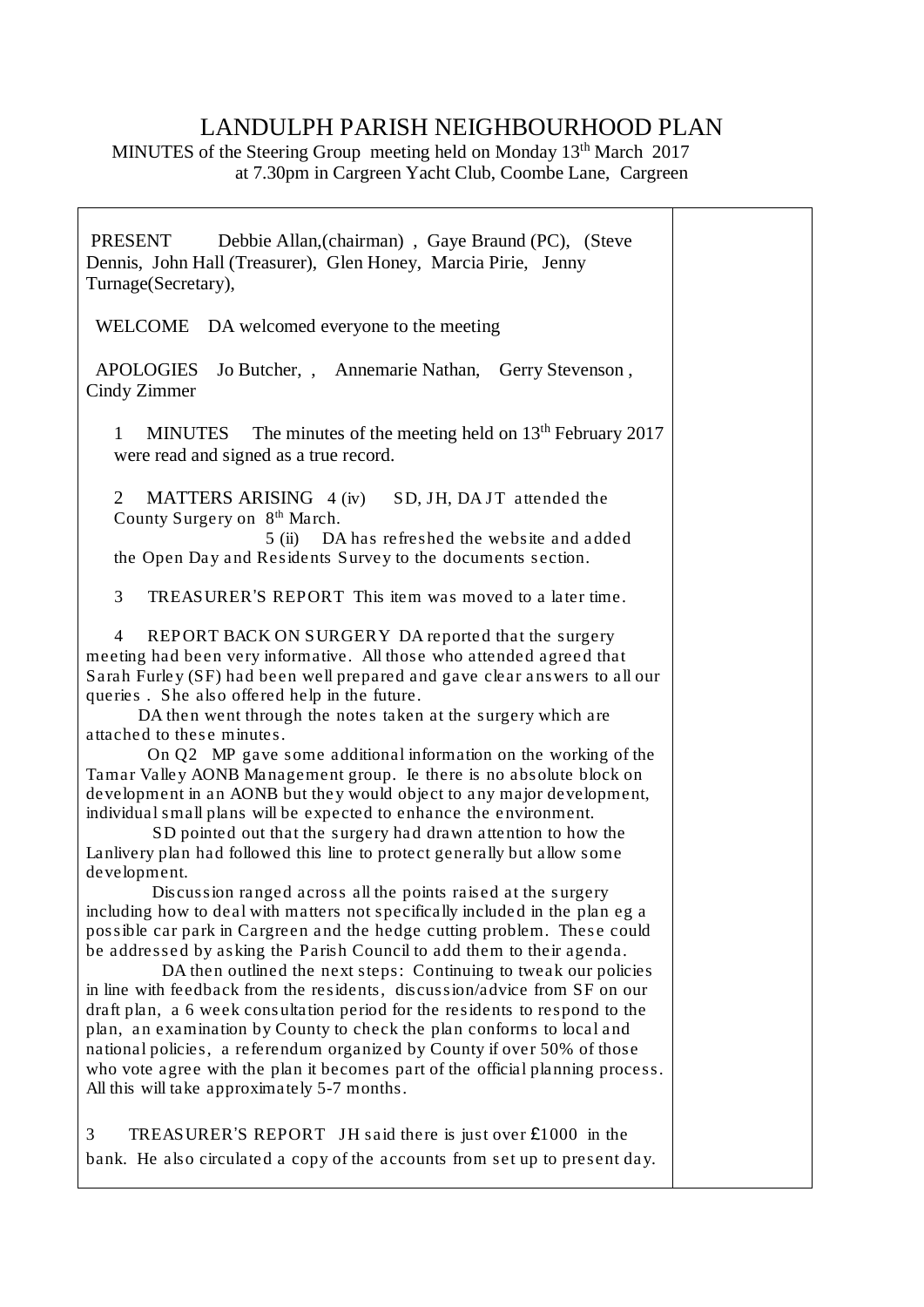# LANDULPH PARISH NEIGHBOURHOOD PLAN

MINUTES of the Steering Group meeting held on Monday 13th March 2017 at 7.30pm in Cargreen Yacht Club, Coombe Lane, Cargreen

PRESENT Debbie Allan,(chairman) , Gaye Braund (PC), (Steve Dennis, John Hall (Treasurer), Glen Honey, Marcia Pirie, Jenny Turnage(Secretary),

WELCOME DA welcomed everyone to the meeting

APOLOGIES Jo Butcher, , Annemarie Nathan, Gerry Stevenson , Cindy Zimmer

1 MINUTES The minutes of the meeting held on 13th February 2017 were read and signed as a true record.

2 MATTERS ARISING 4 (iv) SD, JH, DA JT attended the County Surgery on 8th March.

5 (ii) DA has refreshed the website and added the Open Day and Residents Survey to the documents section.

3 TREASURER'S REPORT This item was moved to a later time.

4 REPORT BACK ON SURGERY DA reported that the surgery meeting had been very informative. All those who attended agreed that Sarah Furley (SF) had been well prepared and gave clear answers to all our queries . She also offered help in the future.

DA then went through the notes taken at the surgery which are attached to these minutes.

On Q2 MP gave some additional information on the working of the Tamar Valley AONB Management group. Ie there is no absolute block on development in an AONB but they would object to any major development, individual small plans will be expected to enhance the environment.

SD pointed out that the surgery had drawn attention to how the Lanlivery plan had followed this line to protect generally but allow some development.

Discussion ranged across all the points raised at the surgery including how to deal with matters not specifically included in the plan eg a possible car park in Cargreen and the hedge cutting problem. These could be addressed by asking the Parish Council to add them to their agenda.

DA then outlined the next steps: Continuing to tweak our policies in line with feedback from the residents, discussion/advice from SF on our draft plan, a 6 week consultation period for the residents to respond to the plan, an examination by County to check the plan conforms to local and national policies, a referendum organized by County if over 50% of those who vote agree with the plan it becomes part of the official planning process. All this will take approximately 5-7 months.

3 TREASURER'S REPORT JH said there is just over £1000 in the bank. He also circulated a copy of the accounts from set up to present day.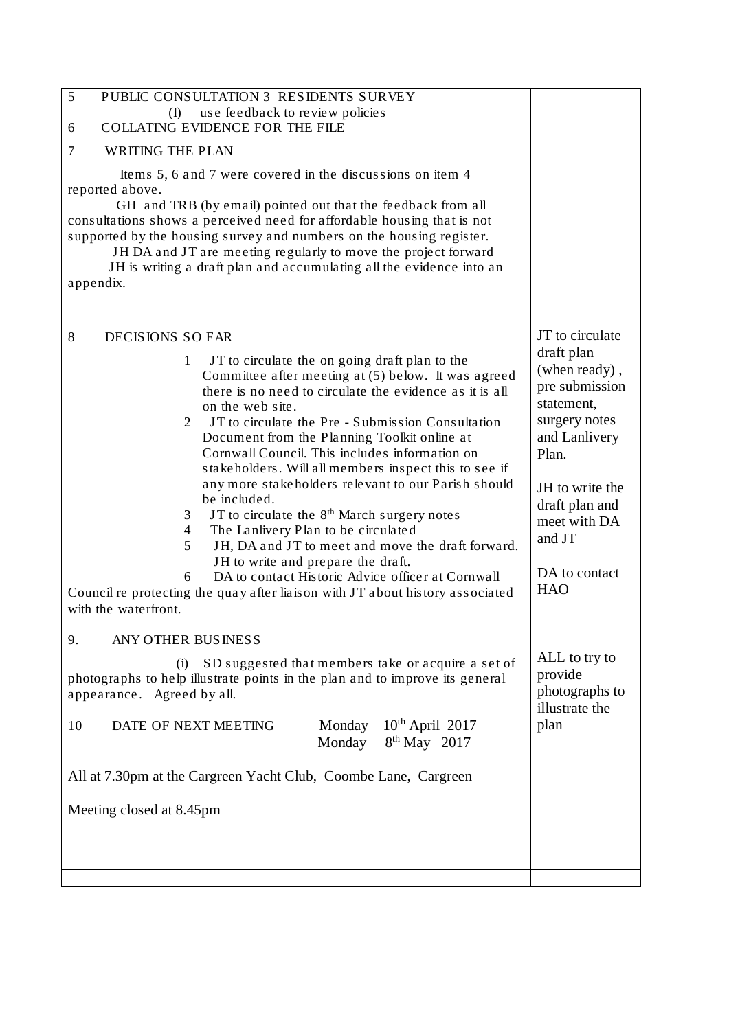| | |
|---|---|
| 5 PUBLIC CONSULTATION 3 RESIDENTS SURVEY<br>(I) use feedback to review policies<br>6 COLLATING EVIDENCE FOR THE FILE<br>7 WRITING THE PLAN<br>Items 5, 6 and 7 were covered in the discussions on item 4 reported above.<br>GH and TRB (by email) pointed out that the feedback from all consultations shows a perceived need for affordable housing that is not supported by the housing survey and numbers on the housing register.<br>JH DA and JT are meeting regularly to move the project forward<br>JH is writing a draft plan and accumulating all the evidence into an appendix. | |
| 8 DECISIONS SO FAR<br>1 JT to circulate the on going draft plan to the Committee after meeting at (5) below. It was agreed there is no need to circulate the evidence as it is all on the web site.<br>2 JT to circulate the Pre - Submission Consultation Document from the Planning Toolkit online at Cornwall Council. This includes information on stakeholders. Will all members inspect this to see if any more stakeholders relevant to our Parish should be included.<br>3 JT to circulate the 8th March surgery notes<br>4 The Lanlivery Plan to be circulated<br>5 JH, DA and JT to meet and move the draft forward. JH to write and prepare the draft.<br>6 DA to contact Historic Advice officer at Cornwall Council re protecting the quay after liaison with JT about history associated with the waterfront. | JT to circulate draft plan (when ready), pre submission statement, surgery notes and Lanlivery Plan.<br><br>JH to write the draft plan and meet with DA and JT<br><br>DA to contact HAO |
| 9. ANY OTHER BUSINESS<br>(i) SD suggested that members take or acquire a set of photographs to help illustrate points in the plan and to improve its general appearance. Agreed by all.<br>10 DATE OF NEXT MEETING Monday 10th April 2017<br>Monday 8th May 2017<br>All at 7.30pm at the Cargreen Yacht Club, Coombe Lane, Cargreen<br>Meeting closed at 8.45pm | ALL to try to provide photographs to illustrate the plan |
| | |